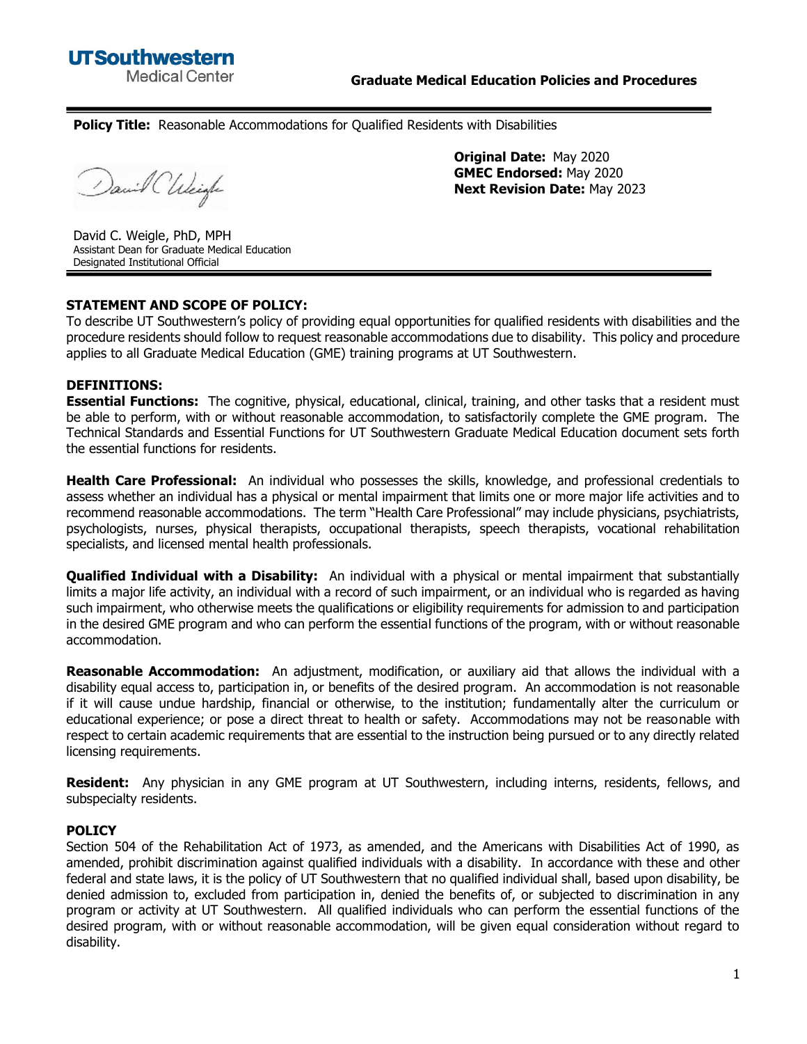UTSouthwestern Medical Center

**Graduate Medical Education Policies and Procedures**

---

**Policy Title:** Reasonable Accommodations for Qualified Residents with Disabilities

**Original Date:** May 2020
**GMEC Endorsed:** May 2020
**Next Revision Date:** May 2023

David C. Weigle, PhD, MPH
Assistant Dean for Graduate Medical Education
Designated Institutional Official

---

**STATEMENT AND SCOPE OF POLICY:**
To describe UT Southwestern's policy of providing equal opportunities for qualified residents with disabilities and the procedure residents should follow to request reasonable accommodations due to disability. This policy and procedure applies to all Graduate Medical Education (GME) training programs at UT Southwestern.

**DEFINITIONS:**
**Essential Functions:** The cognitive, physical, educational, clinical, training, and other tasks that a resident must be able to perform, with or without reasonable accommodation, to satisfactorily complete the GME program. The Technical Standards and Essential Functions for UT Southwestern Graduate Medical Education document sets forth the essential functions for residents.

**Health Care Professional:** An individual who possesses the skills, knowledge, and professional credentials to assess whether an individual has a physical or mental impairment that limits one or more major life activities and to recommend reasonable accommodations. The term "Health Care Professional" may include physicians, psychiatrists, psychologists, nurses, physical therapists, occupational therapists, speech therapists, vocational rehabilitation specialists, and licensed mental health professionals.

**Qualified Individual with a Disability:** An individual with a physical or mental impairment that substantially limits a major life activity, an individual with a record of such impairment, or an individual who is regarded as having such impairment, who otherwise meets the qualifications or eligibility requirements for admission to and participation in the desired GME program and who can perform the essential functions of the program, with or without reasonable accommodation.

**Reasonable Accommodation:** An adjustment, modification, or auxiliary aid that allows the individual with a disability equal access to, participation in, or benefits of the desired program. An accommodation is not reasonable if it will cause undue hardship, financial or otherwise, to the institution; fundamentally alter the curriculum or educational experience; or pose a direct threat to health or safety. Accommodations may not be reasonable with respect to certain academic requirements that are essential to the instruction being pursued or to any directly related licensing requirements.

**Resident:** Any physician in any GME program at UT Southwestern, including interns, residents, fellows, and subspecialty residents.

**POLICY**
Section 504 of the Rehabilitation Act of 1973, as amended, and the Americans with Disabilities Act of 1990, as amended, prohibit discrimination against qualified individuals with a disability. In accordance with these and other federal and state laws, it is the policy of UT Southwestern that no qualified individual shall, based upon disability, be denied admission to, excluded from participation in, denied the benefits of, or subjected to discrimination in any program or activity at UT Southwestern. All qualified individuals who can perform the essential functions of the desired program, with or without reasonable accommodation, will be given equal consideration without regard to disability.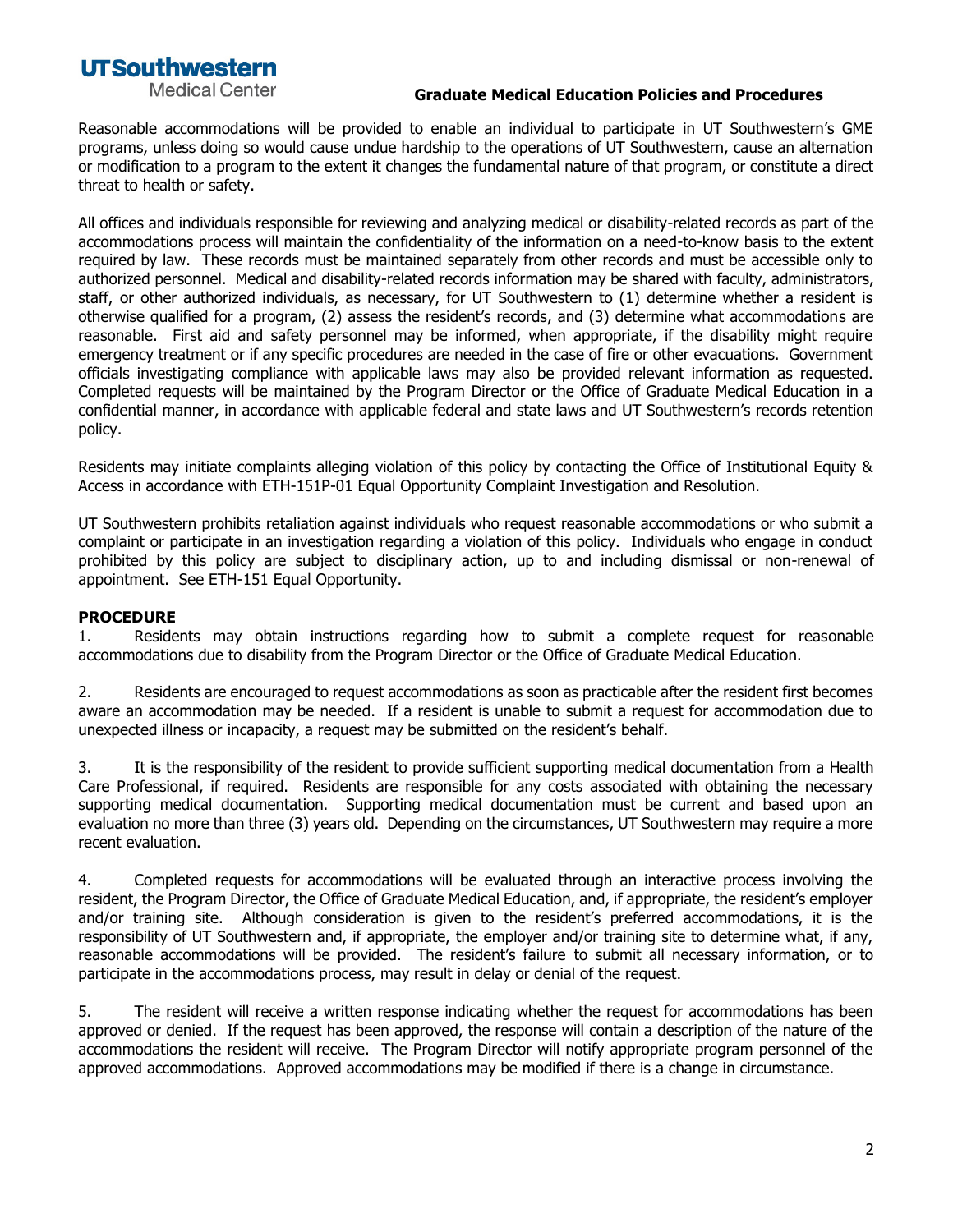Reasonable accommodations will be provided to enable an individual to participate in UT Southwestern's GME programs, unless doing so would cause undue hardship to the operations of UT Southwestern, cause an alternation or modification to a program to the extent it changes the fundamental nature of that program, or constitute a direct threat to health or safety.

All offices and individuals responsible for reviewing and analyzing medical or disability-related records as part of the accommodations process will maintain the confidentiality of the information on a need-to-know basis to the extent required by law. These records must be maintained separately from other records and must be accessible only to authorized personnel. Medical and disability-related records information may be shared with faculty, administrators, staff, or other authorized individuals, as necessary, for UT Southwestern to (1) determine whether a resident is otherwise qualified for a program, (2) assess the resident's records, and (3) determine what accommodations are reasonable. First aid and safety personnel may be informed, when appropriate, if the disability might require emergency treatment or if any specific procedures are needed in the case of fire or other evacuations. Government officials investigating compliance with applicable laws may also be provided relevant information as requested. Completed requests will be maintained by the Program Director or the Office of Graduate Medical Education in a confidential manner, in accordance with applicable federal and state laws and UT Southwestern's records retention policy.

Residents may initiate complaints alleging violation of this policy by contacting the Office of Institutional Equity & Access in accordance with ETH-151P-01 Equal Opportunity Complaint Investigation and Resolution.

UT Southwestern prohibits retaliation against individuals who request reasonable accommodations or who submit a complaint or participate in an investigation regarding a violation of this policy. Individuals who engage in conduct prohibited by this policy are subject to disciplinary action, up to and including dismissal or non-renewal of appointment. See ETH-151 Equal Opportunity.

**PROCEDURE**

1. Residents may obtain instructions regarding how to submit a complete request for reasonable accommodations due to disability from the Program Director or the Office of Graduate Medical Education.

2. Residents are encouraged to request accommodations as soon as practicable after the resident first becomes aware an accommodation may be needed. If a resident is unable to submit a request for accommodation due to unexpected illness or incapacity, a request may be submitted on the resident's behalf.

3. It is the responsibility of the resident to provide sufficient supporting medical documentation from a Health Care Professional, if required. Residents are responsible for any costs associated with obtaining the necessary supporting medical documentation. Supporting medical documentation must be current and based upon an evaluation no more than three (3) years old. Depending on the circumstances, UT Southwestern may require a more recent evaluation.

4. Completed requests for accommodations will be evaluated through an interactive process involving the resident, the Program Director, the Office of Graduate Medical Education, and, if appropriate, the resident's employer and/or training site. Although consideration is given to the resident's preferred accommodations, it is the responsibility of UT Southwestern and, if appropriate, the employer and/or training site to determine what, if any, reasonable accommodations will be provided. The resident's failure to submit all necessary information, or to participate in the accommodations process, may result in delay or denial of the request.

5. The resident will receive a written response indicating whether the request for accommodations has been approved or denied. If the request has been approved, the response will contain a description of the nature of the accommodations the resident will receive. The Program Director will notify appropriate program personnel of the approved accommodations. Approved accommodations may be modified if there is a change in circumstance.